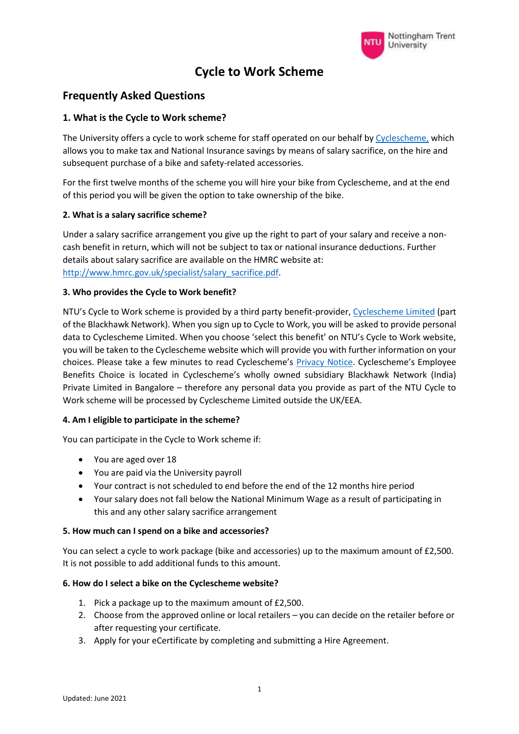# Cycle to Work Scheme

## Frequently Asked Questions

### 1. What is the Cycle to Work scheme?

The University offers a cycle to work scheme for staff operated on our behalf by [Cyclescheme,](Cyclescheme) which allows you to make tax and National Insurance savings by means of salary sacrifice, on the hire and subsequent purchase of a bike and safety-related accessories.

For the first twelve months of the scheme you will hire your bike from Cyclescheme, and at the end of this period you will be given the option to take ownership of the bike.

### 2. What is a salary sacrifice scheme?

Under a salary sacrifice arrangement you give up the right to part of your salary and receive a non-cash benefit in return, which will not be subject to tax or national insurance deductions. Further details about salary sacrifice are available on the HMRC website at: http://www.hmrc.gov.uk/specialist/salary_sacrifice.pdf.

### 3. Who provides the Cycle to Work benefit?

NTU's Cycle to Work scheme is provided by a third party benefit-provider, Cyclescheme Limited (part of the Blackhawk Network). When you sign up to Cycle to Work, you will be asked to provide personal data to Cyclescheme Limited. When you choose 'select this benefit' on NTU's Cycle to Work website, you will be taken to the Cyclescheme website which will provide you with further information on your choices. Please take a few minutes to read Cyclescheme's Privacy Notice. Cyclescheme's Employee Benefits Choice is located in Cyclescheme's wholly owned subsidiary Blackhawk Network (India) Private Limited in Bangalore – therefore any personal data you provide as part of the NTU Cycle to Work scheme will be processed by Cyclescheme Limited outside the UK/EEA.

### 4. Am I eligible to participate in the scheme?

You can participate in the Cycle to Work scheme if:

- You are aged over 18
- You are paid via the University payroll
- Your contract is not scheduled to end before the end of the 12 months hire period
- Your salary does not fall below the National Minimum Wage as a result of participating in this and any other salary sacrifice arrangement

### 5. How much can I spend on a bike and accessories?

You can select a cycle to work package (bike and accessories) up to the maximum amount of £2,500. It is not possible to add additional funds to this amount.

### 6. How do I select a bike on the Cyclescheme website?

1. Pick a package up to the maximum amount of £2,500.
2. Choose from the approved online or local retailers – you can decide on the retailer before or after requesting your certificate.
3. Apply for your eCertificate by completing and submitting a Hire Agreement.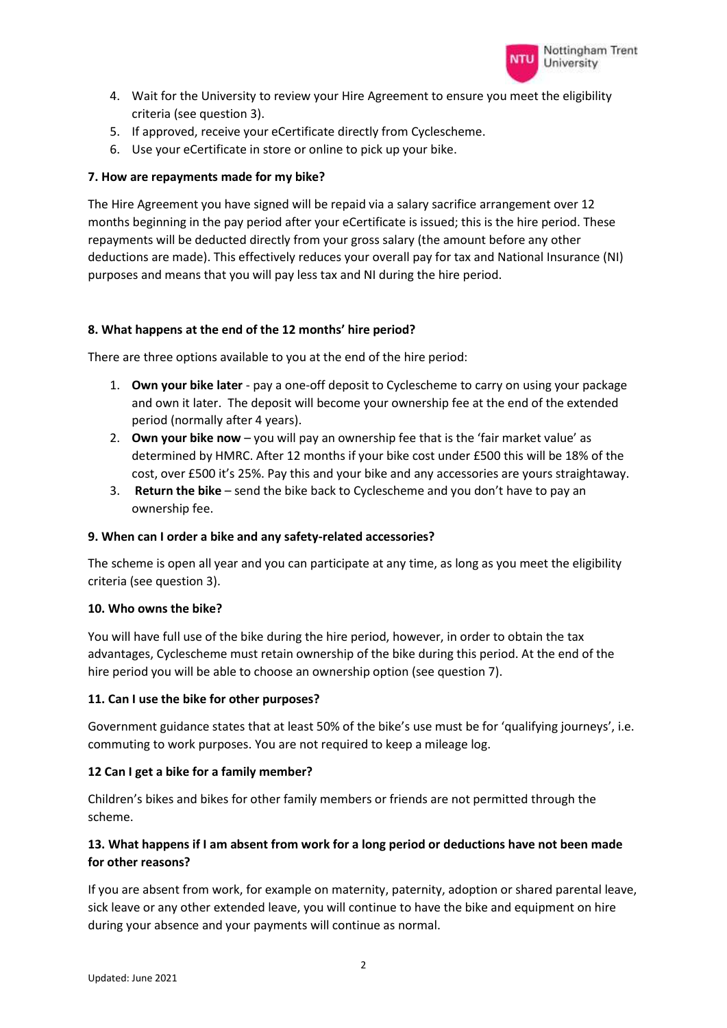4. Wait for the University to review your Hire Agreement to ensure you meet the eligibility criteria (see question 3).
5. If approved, receive your eCertificate directly from Cyclescheme.
6. Use your eCertificate in store or online to pick up your bike.

**7. How are repayments made for my bike?**

The Hire Agreement you have signed will be repaid via a salary sacrifice arrangement over 12 months beginning in the pay period after your eCertificate is issued; this is the hire period. These repayments will be deducted directly from your gross salary (the amount before any other deductions are made). This effectively reduces your overall pay for tax and National Insurance (NI) purposes and means that you will pay less tax and NI during the hire period.

**8. What happens at the end of the 12 months' hire period?**

There are three options available to you at the end of the hire period:

1. **Own your bike later** - pay a one-off deposit to Cyclescheme to carry on using your package and own it later. The deposit will become your ownership fee at the end of the extended period (normally after 4 years).
2. **Own your bike now** – you will pay an ownership fee that is the 'fair market value' as determined by HMRC. After 12 months if your bike cost under £500 this will be 18% of the cost, over £500 it's 25%. Pay this and your bike and any accessories are yours straightaway.
3. **Return the bike** – send the bike back to Cyclescheme and you don't have to pay an ownership fee.

**9. When can I order a bike and any safety-related accessories?**

The scheme is open all year and you can participate at any time, as long as you meet the eligibility criteria (see question 3).

**10. Who owns the bike?**

You will have full use of the bike during the hire period, however, in order to obtain the tax advantages, Cyclescheme must retain ownership of the bike during this period. At the end of the hire period you will be able to choose an ownership option (see question 7).

**11. Can I use the bike for other purposes?**

Government guidance states that at least 50% of the bike's use must be for 'qualifying journeys', i.e. commuting to work purposes. You are not required to keep a mileage log.

**12 Can I get a bike for a family member?**

Children's bikes and bikes for other family members or friends are not permitted through the scheme.

**13. What happens if I am absent from work for a long period or deductions have not been made for other reasons?**

If you are absent from work, for example on maternity, paternity, adoption or shared parental leave, sick leave or any other extended leave, you will continue to have the bike and equipment on hire during your absence and your payments will continue as normal.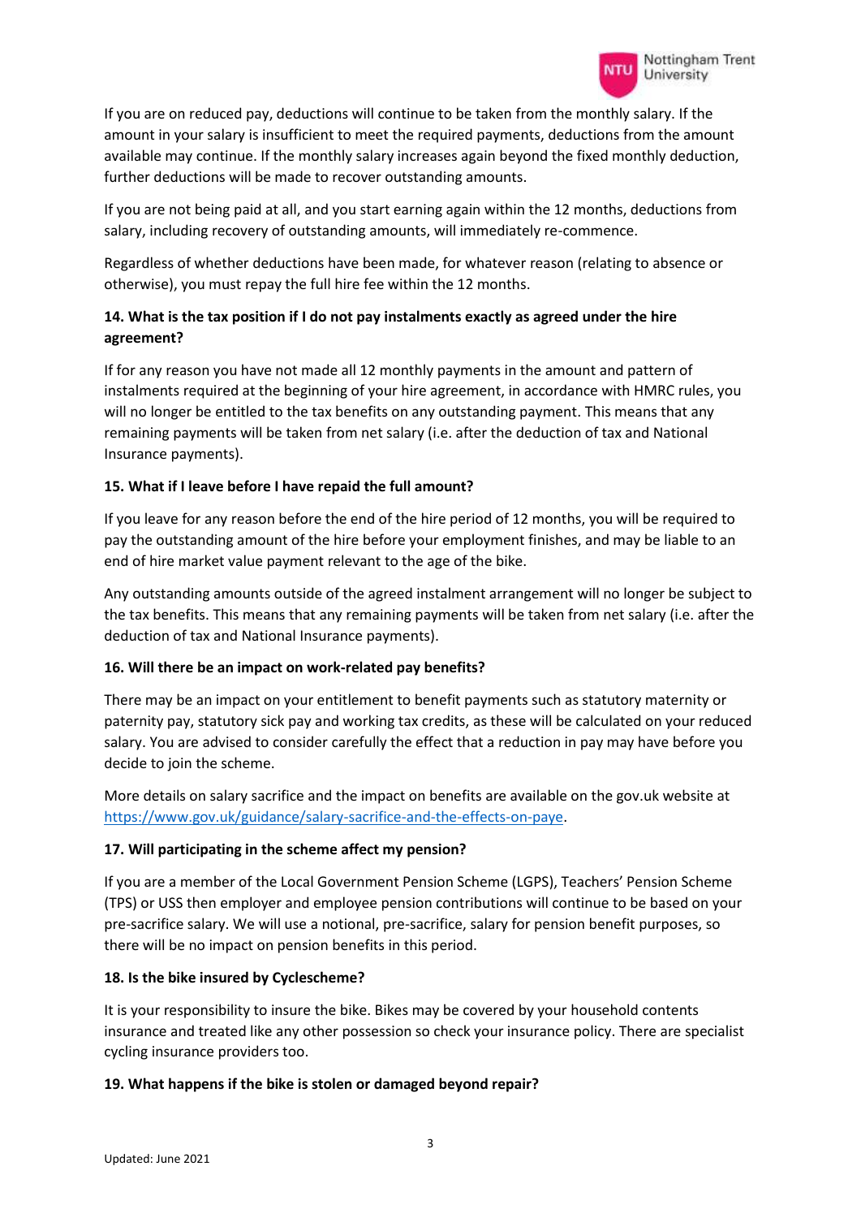If you are on reduced pay, deductions will continue to be taken from the monthly salary. If the amount in your salary is insufficient to meet the required payments, deductions from the amount available may continue. If the monthly salary increases again beyond the fixed monthly deduction, further deductions will be made to recover outstanding amounts.

If you are not being paid at all, and you start earning again within the 12 months, deductions from salary, including recovery of outstanding amounts, will immediately re-commence.

Regardless of whether deductions have been made, for whatever reason (relating to absence or otherwise), you must repay the full hire fee within the 12 months.

**14. What is the tax position if I do not pay instalments exactly as agreed under the hire agreement?**

If for any reason you have not made all 12 monthly payments in the amount and pattern of instalments required at the beginning of your hire agreement, in accordance with HMRC rules, you will no longer be entitled to the tax benefits on any outstanding payment. This means that any remaining payments will be taken from net salary (i.e. after the deduction of tax and National Insurance payments).

**15. What if I leave before I have repaid the full amount?**

If you leave for any reason before the end of the hire period of 12 months, you will be required to pay the outstanding amount of the hire before your employment finishes, and may be liable to an end of hire market value payment relevant to the age of the bike.

Any outstanding amounts outside of the agreed instalment arrangement will no longer be subject to the tax benefits. This means that any remaining payments will be taken from net salary (i.e. after the deduction of tax and National Insurance payments).

**16. Will there be an impact on work-related pay benefits?**

There may be an impact on your entitlement to benefit payments such as statutory maternity or paternity pay, statutory sick pay and working tax credits, as these will be calculated on your reduced salary. You are advised to consider carefully the effect that a reduction in pay may have before you decide to join the scheme.

More details on salary sacrifice and the impact on benefits are available on the gov.uk website at [https://www.gov.uk/guidance/salary-sacrifice-and-the-effects-on-paye](https://www.gov.uk/guidance/salary-sacrifice-and-the-effects-on-paye).

**17. Will participating in the scheme affect my pension?**

If you are a member of the Local Government Pension Scheme (LGPS), Teachers' Pension Scheme (TPS) or USS then employer and employee pension contributions will continue to be based on your pre-sacrifice salary. We will use a notional, pre-sacrifice, salary for pension benefit purposes, so there will be no impact on pension benefits in this period.

**18. Is the bike insured by Cyclescheme?**

It is your responsibility to insure the bike. Bikes may be covered by your household contents insurance and treated like any other possession so check your insurance policy. There are specialist cycling insurance providers too.

**19. What happens if the bike is stolen or damaged beyond repair?**

Updated: June 2021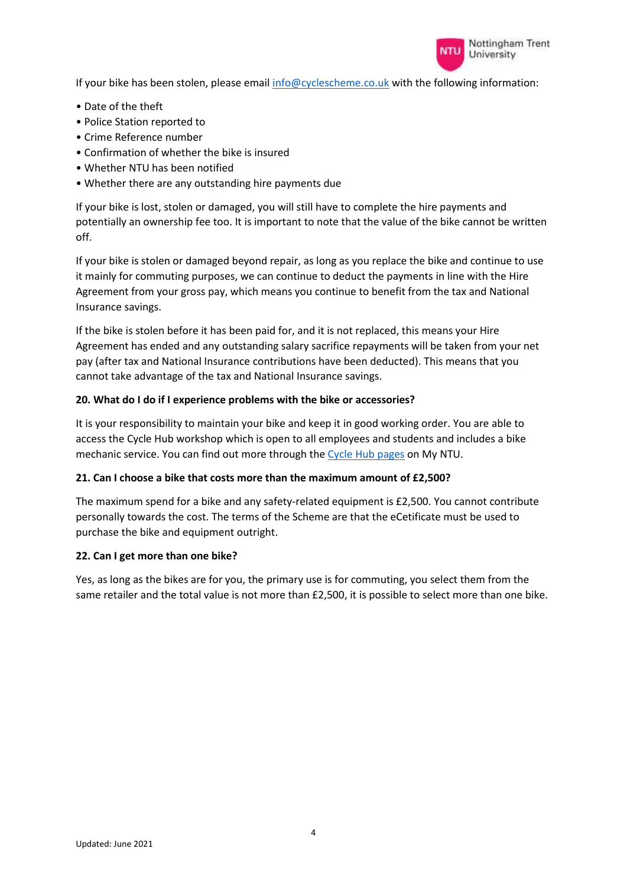If your bike has been stolen, please email [info@cyclescheme.co.uk](mailto:info@cyclescheme.co.uk) with the following information:

- Date of the theft
- Police Station reported to
- Crime Reference number
- Confirmation of whether the bike is insured
- Whether NTU has been notified
- Whether there are any outstanding hire payments due

If your bike is lost, stolen or damaged, you will still have to complete the hire payments and potentially an ownership fee too. It is important to note that the value of the bike cannot be written off.

If your bike is stolen or damaged beyond repair, as long as you replace the bike and continue to use it mainly for commuting purposes, we can continue to deduct the payments in line with the Hire Agreement from your gross pay, which means you continue to benefit from the tax and National Insurance savings.

If the bike is stolen before it has been paid for, and it is not replaced, this means your Hire Agreement has ended and any outstanding salary sacrifice repayments will be taken from your net pay (after tax and National Insurance contributions have been deducted). This means that you cannot take advantage of the tax and National Insurance savings.

**20. What do I do if I experience problems with the bike or accessories?**

It is your responsibility to maintain your bike and keep it in good working order. You are able to access the Cycle Hub workshop which is open to all employees and students and includes a bike mechanic service. You can find out more through the Cycle Hub pages on My NTU.

**21. Can I choose a bike that costs more than the maximum amount of £2,500?**

The maximum spend for a bike and any safety-related equipment is £2,500. You cannot contribute personally towards the cost. The terms of the Scheme are that the eCetificate must be used to purchase the bike and equipment outright.

**22. Can I get more than one bike?**

Yes, as long as the bikes are for you, the primary use is for commuting, you select them from the same retailer and the total value is not more than £2,500, it is possible to select more than one bike.

Updated: June 2021